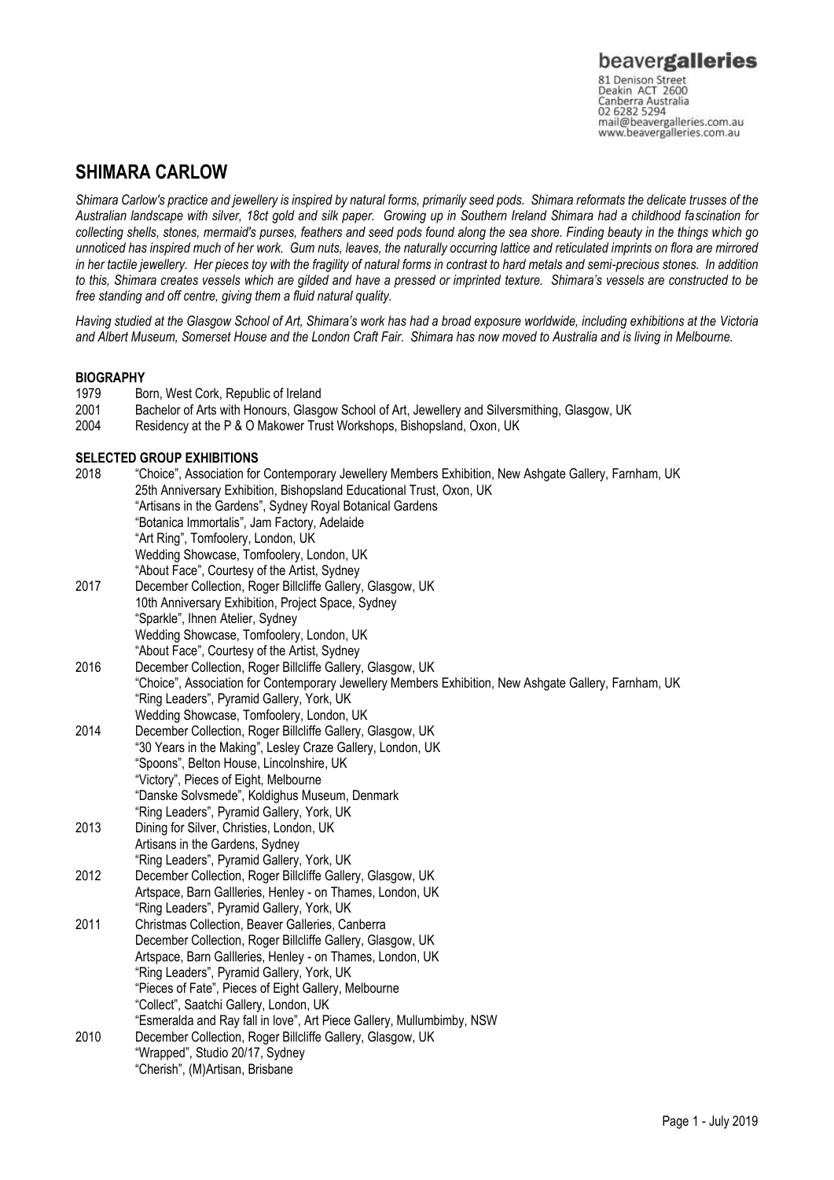beavergalleries

81 Denison Street
Deakin ACT 2600
Canberra Australia
02 6282 5294
mail@beavergalleries.com.au
www.beavergalleries.com.au

# SHIMARA CARLOW

*Shimara Carlow's practice and jewellery is inspired by natural forms, primarily seed pods. Shimara reformats the delicate trusses of the Australian landscape with silver, 18ct gold and silk paper. Growing up in Southern Ireland Shimara had a childhood fascination for collecting shells, stones, mermaid's purses, feathers and seed pods found along the sea shore. Finding beauty in the things which go unnoticed has inspired much of her work. Gum nuts, leaves, the naturally occurring lattice and reticulated imprints on flora are mirrored in her tactile jewellery. Her pieces toy with the fragility of natural forms in contrast to hard metals and semi-precious stones. In addition to this, Shimara creates vessels which are gilded and have a pressed or imprinted texture. Shimara's vessels are constructed to be free standing and off centre, giving them a fluid natural quality.*

*Having studied at the Glasgow School of Art, Shimara's work has had a broad exposure worldwide, including exhibitions at the Victoria and Albert Museum, Somerset House and the London Craft Fair. Shimara has now moved to Australia and is living in Melbourne.*

## BIOGRAPHY

1979 Born, West Cork, Republic of Ireland
2001 Bachelor of Arts with Honours, Glasgow School of Art, Jewellery and Silversmithing, Glasgow, UK
2004 Residency at the P & O Makower Trust Workshops, Bishopsland, Oxon, UK

## SELECTED GROUP EXHIBITIONS

2018 "Choice", Association for Contemporary Jewellery Members Exhibition, New Ashgate Gallery, Farnham, UK
25th Anniversary Exhibition, Bishopsland Educational Trust, Oxon, UK
"Artisans in the Gardens", Sydney Royal Botanical Gardens
"Botanica Immortalis", Jam Factory, Adelaide
"Art Ring", Tomfoolery, London, UK
Wedding Showcase, Tomfoolery, London, UK
"About Face", Courtesy of the Artist, Sydney

2017 December Collection, Roger Billcliffe Gallery, Glasgow, UK
10th Anniversary Exhibition, Project Space, Sydney
"Sparkle", Ihnen Atelier, Sydney
Wedding Showcase, Tomfoolery, London, UK
"About Face", Courtesy of the Artist, Sydney

2016 December Collection, Roger Billcliffe Gallery, Glasgow, UK
"Choice", Association for Contemporary Jewellery Members Exhibition, New Ashgate Gallery, Farnham, UK
"Ring Leaders", Pyramid Gallery, York, UK
Wedding Showcase, Tomfoolery, London, UK

2014 December Collection, Roger Billcliffe Gallery, Glasgow, UK
"30 Years in the Making", Lesley Craze Gallery, London, UK
"Spoons", Belton House, Lincolnshire, UK
"Victory", Pieces of Eight, Melbourne
"Danske Solvsmede", Koldighus Museum, Denmark
"Ring Leaders", Pyramid Gallery, York, UK

2013 Dining for Silver, Christies, London, UK
Artisans in the Gardens, Sydney
"Ring Leaders", Pyramid Gallery, York, UK

2012 December Collection, Roger Billcliffe Gallery, Glasgow, UK
Artspace, Barn Gallleries, Henley - on Thames, London, UK
"Ring Leaders", Pyramid Gallery, York, UK

2011 Christmas Collection, Beaver Galleries, Canberra
December Collection, Roger Billcliffe Gallery, Glasgow, UK
Artspace, Barn Gallleries, Henley - on Thames, London, UK
"Ring Leaders", Pyramid Gallery, York, UK
"Pieces of Fate", Pieces of Eight Gallery, Melbourne
"Collect", Saatchi Gallery, London, UK
"Esmeralda and Ray fall in love", Art Piece Gallery, Mullumbimby, NSW

2010 December Collection, Roger Billcliffe Gallery, Glasgow, UK
"Wrapped", Studio 20/17, Sydney
"Cherish", (M)Artisan, Brisbane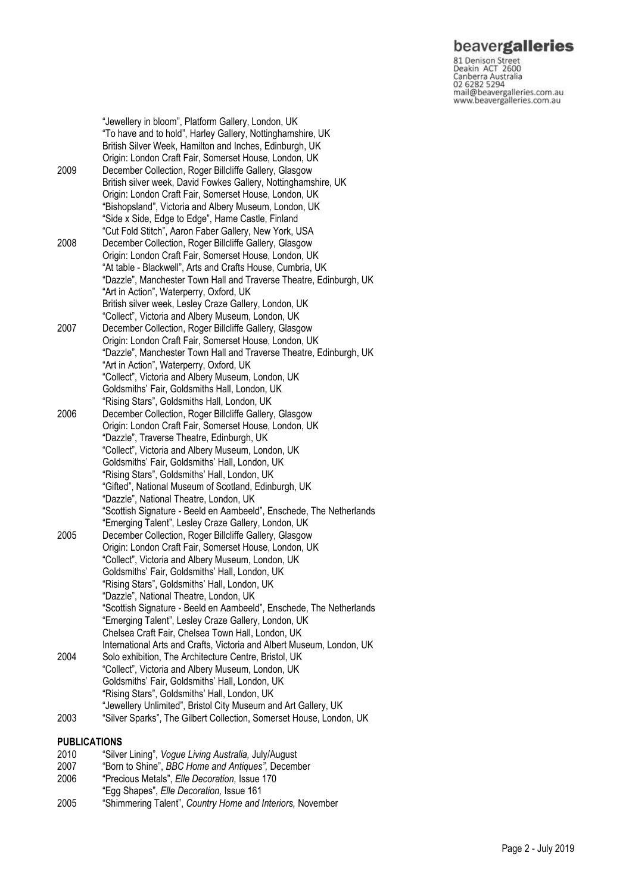| | |
|---|---|
| | "Jewellery in bloom", Platform Gallery, London, UK |
| | "To have and to hold", Harley Gallery, Nottinghamshire, UK |
| | British Silver Week, Hamilton and Inches, Edinburgh, UK |
| | Origin: London Craft Fair, Somerset House, London, UK |
| 2009 | December Collection, Roger Billcliffe Gallery, Glasgow |
| | British silver week, David Fowkes Gallery, Nottinghamshire, UK |
| | Origin: London Craft Fair, Somerset House, London, UK |
| | "Bishopsland", Victoria and Albery Museum, London, UK |
| | "Side x Side, Edge to Edge", Hame Castle, Finland |
| | "Cut Fold Stitch", Aaron Faber Gallery, New York, USA |
| 2008 | December Collection, Roger Billcliffe Gallery, Glasgow |
| | Origin: London Craft Fair, Somerset House, London, UK |
| | "At table - Blackwell", Arts and Crafts House, Cumbria, UK |
| | "Dazzle", Manchester Town Hall and Traverse Theatre, Edinburgh, UK |
| | "Art in Action", Waterperry, Oxford, UK |
| | British silver week, Lesley Craze Gallery, London, UK |
| | "Collect", Victoria and Albery Museum, London, UK |
| 2007 | December Collection, Roger Billcliffe Gallery, Glasgow |
| | Origin: London Craft Fair, Somerset House, London, UK |
| | "Dazzle", Manchester Town Hall and Traverse Theatre, Edinburgh, UK |
| | "Art in Action", Waterperry, Oxford, UK |
| | "Collect", Victoria and Albery Museum, London, UK |
| | Goldsmiths' Fair, Goldsmiths Hall, London, UK |
| | "Rising Stars", Goldsmiths Hall, London, UK |
| 2006 | December Collection, Roger Billcliffe Gallery, Glasgow |
| | Origin: London Craft Fair, Somerset House, London, UK |
| | "Dazzle", Traverse Theatre, Edinburgh, UK |
| | "Collect", Victoria and Albery Museum, London, UK |
| | Goldsmiths' Fair, Goldsmiths' Hall, London, UK |
| | "Rising Stars", Goldsmiths' Hall, London, UK |
| | "Gifted", National Museum of Scotland, Edinburgh, UK |
| | "Dazzle", National Theatre, London, UK |
| | "Scottish Signature - Beeld en Aambeeld", Enschede, The Netherlands |
| | "Emerging Talent", Lesley Craze Gallery, London, UK |
| 2005 | December Collection, Roger Billcliffe Gallery, Glasgow |
| | Origin: London Craft Fair, Somerset House, London, UK |
| | "Collect", Victoria and Albery Museum, London, UK |
| | Goldsmiths' Fair, Goldsmiths' Hall, London, UK |
| | "Rising Stars", Goldsmiths' Hall, London, UK |
| | "Dazzle", National Theatre, London, UK |
| | "Scottish Signature - Beeld en Aambeeld", Enschede, The Netherlands |
| | "Emerging Talent", Lesley Craze Gallery, London, UK |
| | Chelsea Craft Fair, Chelsea Town Hall, London, UK |
| | International Arts and Crafts, Victoria and Albert Museum, London, UK |
| 2004 | Solo exhibition, The Architecture Centre, Bristol, UK |
| | "Collect", Victoria and Albery Museum, London, UK |
| | Goldsmiths' Fair, Goldsmiths' Hall, London, UK |
| | "Rising Stars", Goldsmiths' Hall, London, UK |
| | "Jewellery Unlimited", Bristol City Museum and Art Gallery, UK |
| 2003 | "Silver Sparks", The Gilbert Collection, Somerset House, London, UK |

**PUBLICATIONS**

| | |
|---|---|
| 2010 | "Silver Lining", *Vogue Living Australia,* July/August |
| 2007 | "Born to Shine", *BBC Home and Antiques",* December |
| 2006 | "Precious Metals", *Elle Decoration,* Issue 170 |
| | "Egg Shapes", *Elle Decoration,* Issue 161 |
| 2005 | "Shimmering Talent", *Country Home and Interiors,* November |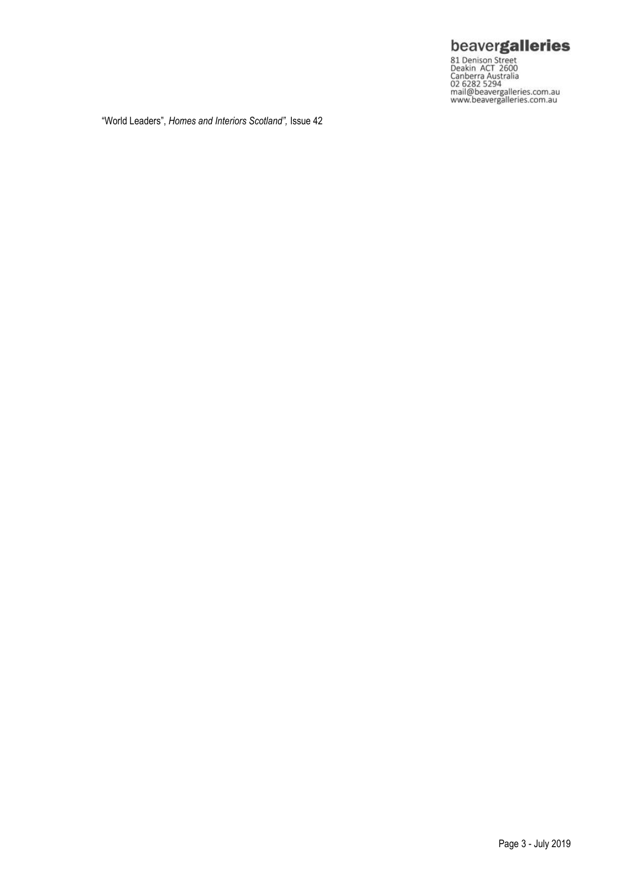"World Leaders", *Homes and Interiors Scotland",* Issue 42